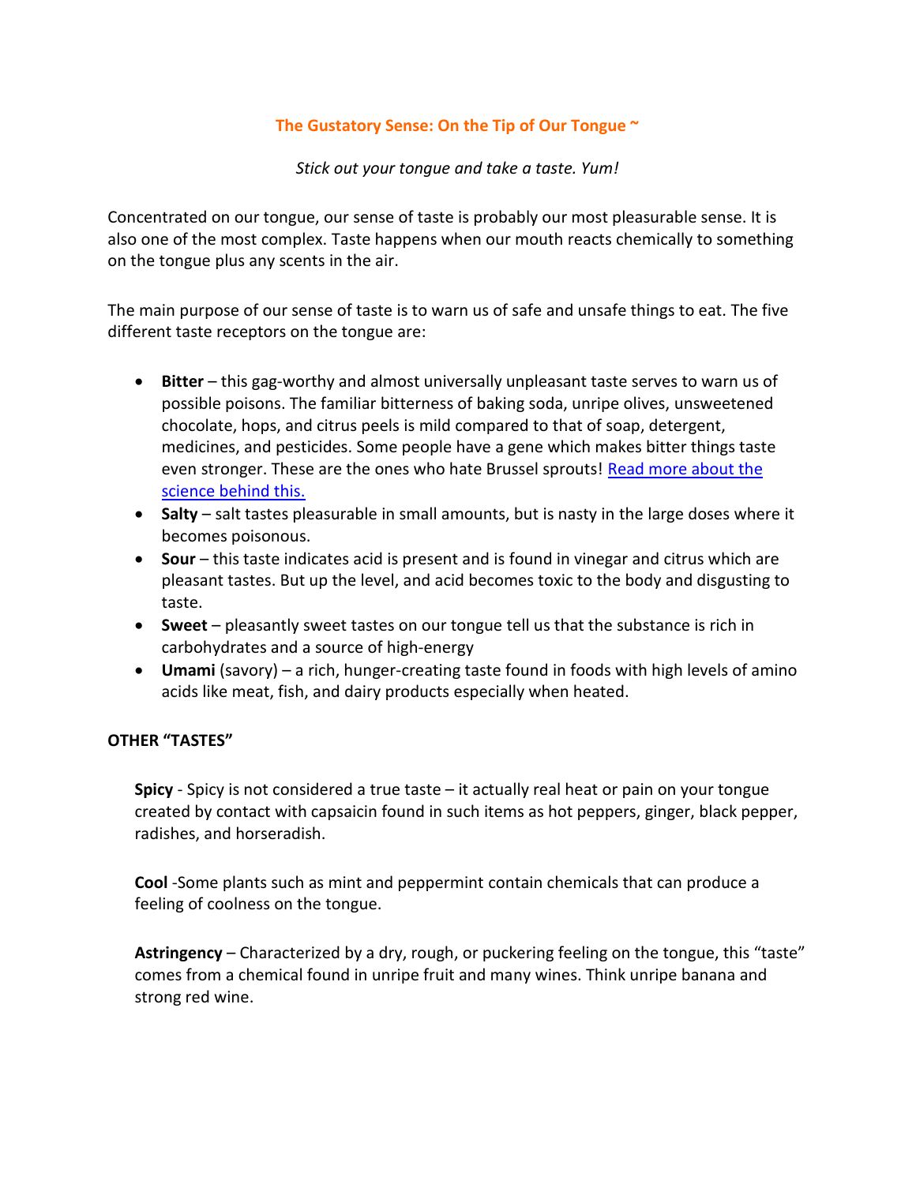## The Gustatory Sense: On the Tip of Our Tongue ~

*Stick out your tongue and take a taste. Yum!*

Concentrated on our tongue, our sense of taste is probably our most pleasurable sense. It is also one of the most complex. Taste happens when our mouth reacts chemically to something on the tongue plus any scents in the air.

The main purpose of our sense of taste is to warn us of safe and unsafe things to eat. The five different taste receptors on the tongue are:

- **Bitter** – this gag-worthy and almost universally unpleasant taste serves to warn us of possible poisons. The familiar bitterness of baking soda, unripe olives, unsweetened chocolate, hops, and citrus peels is mild compared to that of soap, detergent, medicines, and pesticides. Some people have a gene which makes bitter things taste even stronger. These are the ones who hate Brussel sprouts! Read more about the science behind this.
- **Salty** – salt tastes pleasurable in small amounts, but is nasty in the large doses where it becomes poisonous.
- **Sour** – this taste indicates acid is present and is found in vinegar and citrus which are pleasant tastes. But up the level, and acid becomes toxic to the body and disgusting to taste.
- **Sweet** – pleasantly sweet tastes on our tongue tell us that the substance is rich in carbohydrates and a source of high-energy
- **Umami** (savory) – a rich, hunger-creating taste found in foods with high levels of amino acids like meat, fish, and dairy products especially when heated.

### OTHER "TASTES"

**Spicy** - Spicy is not considered a true taste – it actually real heat or pain on your tongue created by contact with capsaicin found in such items as hot peppers, ginger, black pepper, radishes, and horseradish.

**Cool** -Some plants such as mint and peppermint contain chemicals that can produce a feeling of coolness on the tongue.

**Astringency** – Characterized by a dry, rough, or puckering feeling on the tongue, this "taste" comes from a chemical found in unripe fruit and many wines. Think unripe banana and strong red wine.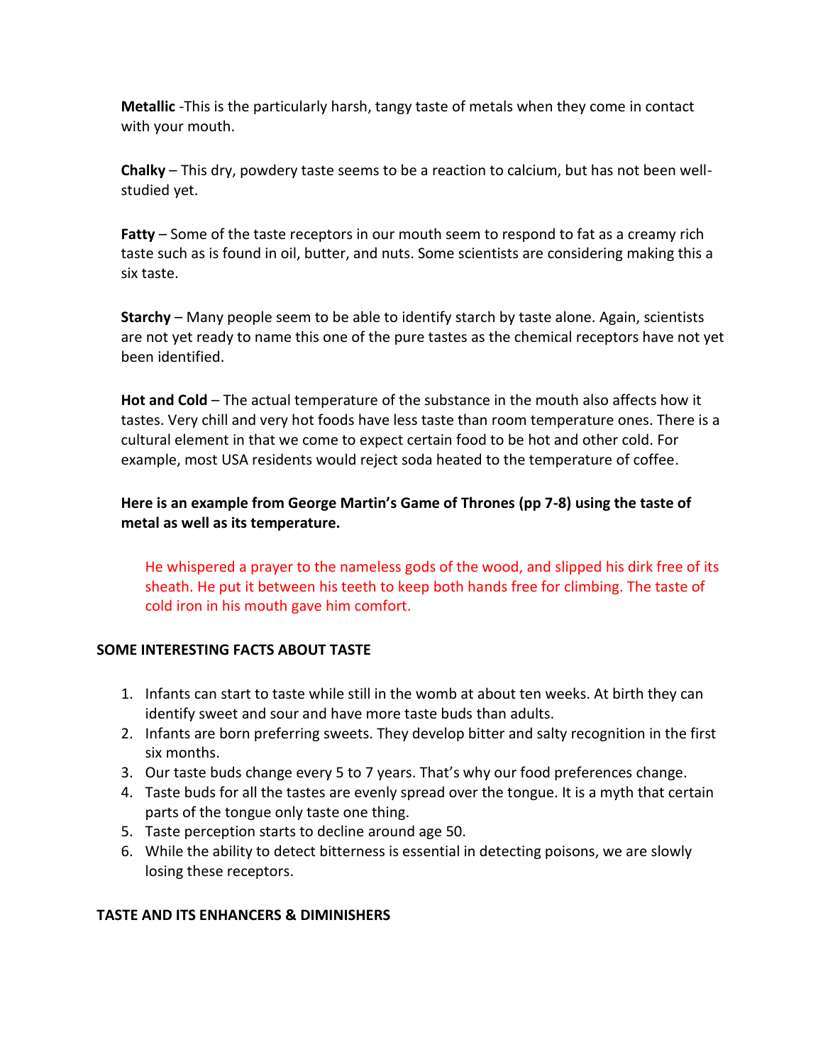**Metallic** -This is the particularly harsh, tangy taste of metals when they come in contact with your mouth.

**Chalky** – This dry, powdery taste seems to be a reaction to calcium, but has not been well-studied yet.

**Fatty** – Some of the taste receptors in our mouth seem to respond to fat as a creamy rich taste such as is found in oil, butter, and nuts. Some scientists are considering making this a six taste.

**Starchy** – Many people seem to be able to identify starch by taste alone. Again, scientists are not yet ready to name this one of the pure tastes as the chemical receptors have not yet been identified.

**Hot and Cold** – The actual temperature of the substance in the mouth also affects how it tastes. Very chill and very hot foods have less taste than room temperature ones. There is a cultural element in that we come to expect certain food to be hot and other cold. For example, most USA residents would reject soda heated to the temperature of coffee.

**Here is an example from George Martin's Game of Thrones (pp 7-8) using the taste of metal as well as its temperature.**

> He whispered a prayer to the nameless gods of the wood, and slipped his dirk free of its sheath. He put it between his teeth to keep both hands free for climbing. The taste of cold iron in his mouth gave him comfort.

## SOME INTERESTING FACTS ABOUT TASTE

1. Infants can start to taste while still in the womb at about ten weeks. At birth they can identify sweet and sour and have more taste buds than adults.
2. Infants are born preferring sweets. They develop bitter and salty recognition in the first six months.
3. Our taste buds change every 5 to 7 years. That's why our food preferences change.
4. Taste buds for all the tastes are evenly spread over the tongue. It is a myth that certain parts of the tongue only taste one thing.
5. Taste perception starts to decline around age 50.
6. While the ability to detect bitterness is essential in detecting poisons, we are slowly losing these receptors.

## TASTE AND ITS ENHANCERS & DIMINISHERS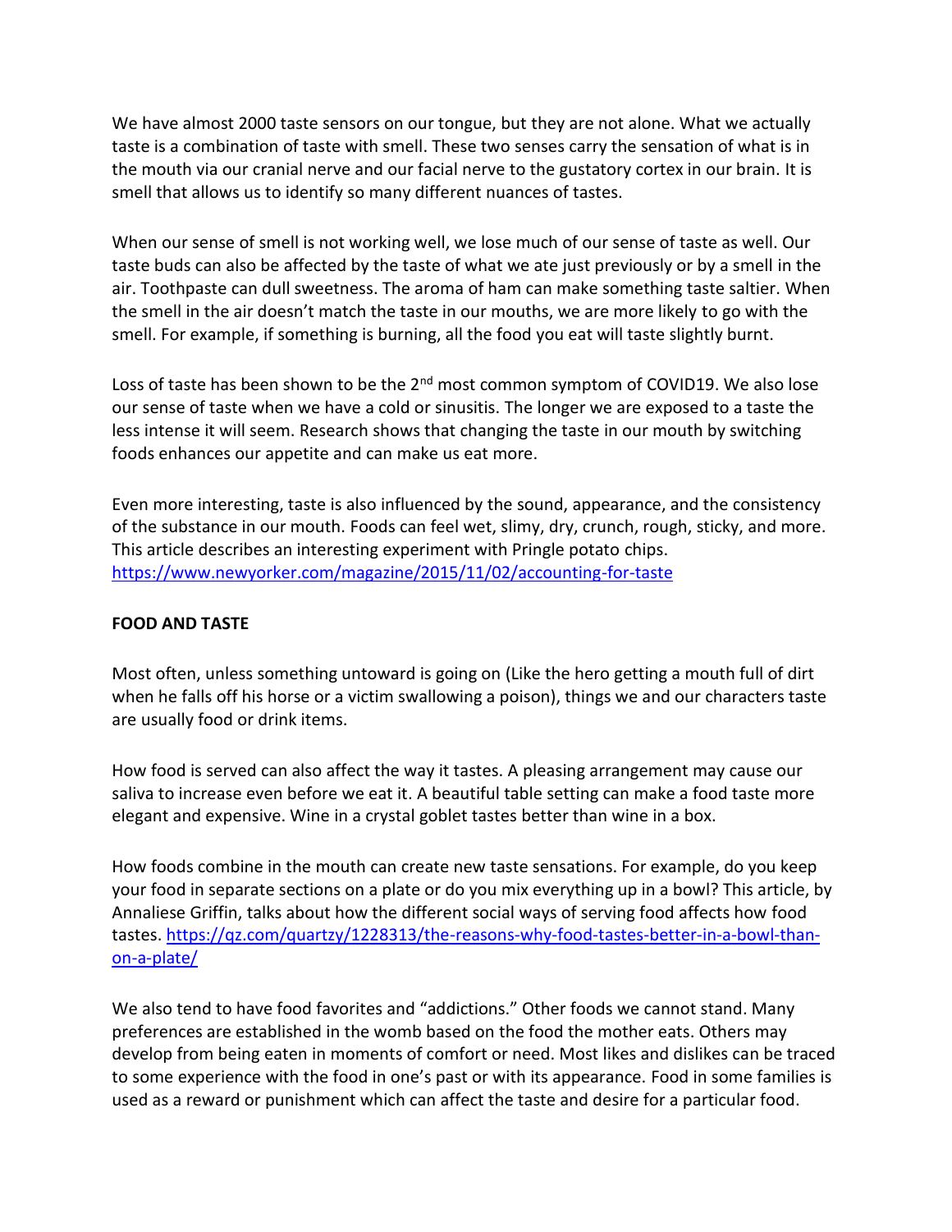We have almost 2000 taste sensors on our tongue, but they are not alone. What we actually taste is a combination of taste with smell. These two senses carry the sensation of what is in the mouth via our cranial nerve and our facial nerve to the gustatory cortex in our brain. It is smell that allows us to identify so many different nuances of tastes.

When our sense of smell is not working well, we lose much of our sense of taste as well. Our taste buds can also be affected by the taste of what we ate just previously or by a smell in the air. Toothpaste can dull sweetness. The aroma of ham can make something taste saltier. When the smell in the air doesn't match the taste in our mouths, we are more likely to go with the smell. For example, if something is burning, all the food you eat will taste slightly burnt.

Loss of taste has been shown to be the 2nd most common symptom of COVID19. We also lose our sense of taste when we have a cold or sinusitis. The longer we are exposed to a taste the less intense it will seem. Research shows that changing the taste in our mouth by switching foods enhances our appetite and can make us eat more.

Even more interesting, taste is also influenced by the sound, appearance, and the consistency of the substance in our mouth. Foods can feel wet, slimy, dry, crunch, rough, sticky, and more. This article describes an interesting experiment with Pringle potato chips. https://www.newyorker.com/magazine/2015/11/02/accounting-for-taste

**FOOD AND TASTE**

Most often, unless something untoward is going on (Like the hero getting a mouth full of dirt when he falls off his horse or a victim swallowing a poison), things we and our characters taste are usually food or drink items.

How food is served can also affect the way it tastes. A pleasing arrangement may cause our saliva to increase even before we eat it. A beautiful table setting can make a food taste more elegant and expensive. Wine in a crystal goblet tastes better than wine in a box.

How foods combine in the mouth can create new taste sensations. For example, do you keep your food in separate sections on a plate or do you mix everything up in a bowl? This article, by Annaliese Griffin, talks about how the different social ways of serving food affects how food tastes. https://qz.com/quartzy/1228313/the-reasons-why-food-tastes-better-in-a-bowl-than-on-a-plate/

We also tend to have food favorites and "addictions." Other foods we cannot stand. Many preferences are established in the womb based on the food the mother eats. Others may develop from being eaten in moments of comfort or need. Most likes and dislikes can be traced to some experience with the food in one's past or with its appearance. Food in some families is used as a reward or punishment which can affect the taste and desire for a particular food.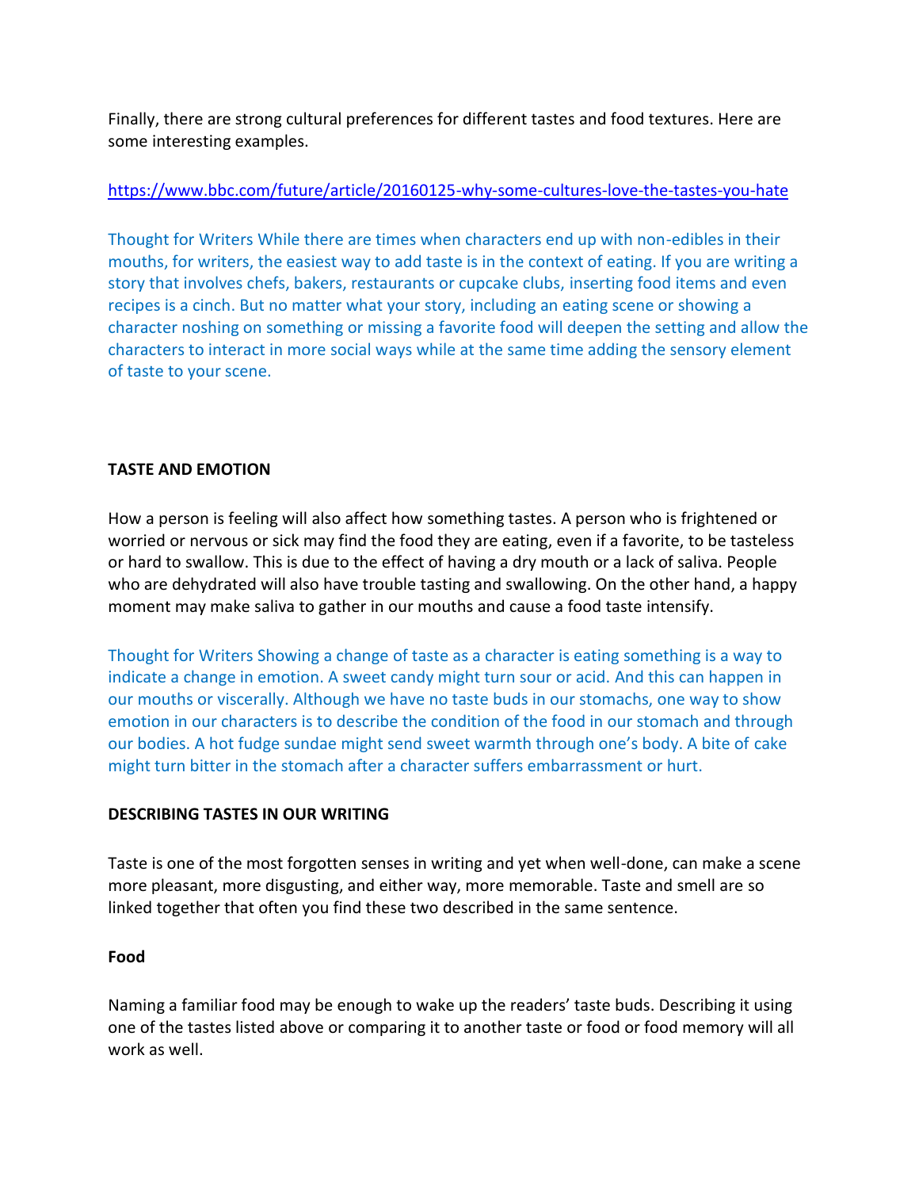Finally, there are strong cultural preferences for different tastes and food textures. Here are some interesting examples.

https://www.bbc.com/future/article/20160125-why-some-cultures-love-the-tastes-you-hate

Thought for Writers While there are times when characters end up with non-edibles in their mouths, for writers, the easiest way to add taste is in the context of eating. If you are writing a story that involves chefs, bakers, restaurants or cupcake clubs, inserting food items and even recipes is a cinch. But no matter what your story, including an eating scene or showing a character noshing on something or missing a favorite food will deepen the setting and allow the characters to interact in more social ways while at the same time adding the sensory element of taste to your scene.

**TASTE AND EMOTION**

How a person is feeling will also affect how something tastes. A person who is frightened or worried or nervous or sick may find the food they are eating, even if a favorite, to be tasteless or hard to swallow. This is due to the effect of having a dry mouth or a lack of saliva. People who are dehydrated will also have trouble tasting and swallowing. On the other hand, a happy moment may make saliva to gather in our mouths and cause a food taste intensify.

Thought for Writers Showing a change of taste as a character is eating something is a way to indicate a change in emotion. A sweet candy might turn sour or acid. And this can happen in our mouths or viscerally. Although we have no taste buds in our stomachs, one way to show emotion in our characters is to describe the condition of the food in our stomach and through our bodies. A hot fudge sundae might send sweet warmth through one's body. A bite of cake might turn bitter in the stomach after a character suffers embarrassment or hurt.

**DESCRIBING TASTES IN OUR WRITING**

Taste is one of the most forgotten senses in writing and yet when well-done, can make a scene more pleasant, more disgusting, and either way, more memorable. Taste and smell are so linked together that often you find these two described in the same sentence.

**Food**

Naming a familiar food may be enough to wake up the readers' taste buds. Describing it using one of the tastes listed above or comparing it to another taste or food or food memory will all work as well.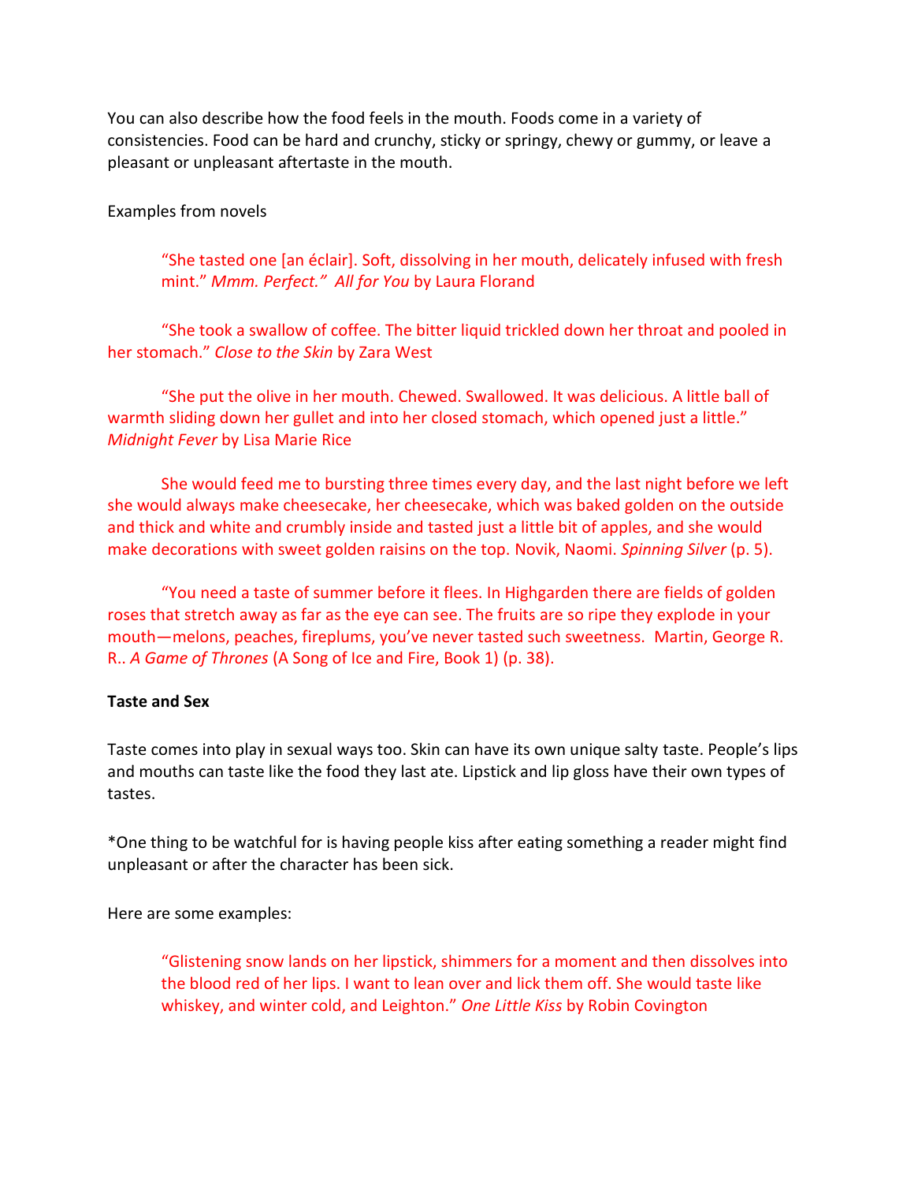You can also describe how the food feels in the mouth. Foods come in a variety of consistencies. Food can be hard and crunchy, sticky or springy, chewy or gummy, or leave a pleasant or unpleasant aftertaste in the mouth.

Examples from novels

> "She tasted one [an éclair]. Soft, dissolving in her mouth, delicately infused with fresh mint." *Mmm. Perfect." All for You* by Laura Florand

> "She took a swallow of coffee. The bitter liquid trickled down her throat and pooled in her stomach." *Close to the Skin* by Zara West

> "She put the olive in her mouth. Chewed. Swallowed. It was delicious. A little ball of warmth sliding down her gullet and into her closed stomach, which opened just a little." *Midnight Fever* by Lisa Marie Rice

> She would feed me to bursting three times every day, and the last night before we left she would always make cheesecake, her cheesecake, which was baked golden on the outside and thick and white and crumbly inside and tasted just a little bit of apples, and she would make decorations with sweet golden raisins on the top. Novik, Naomi. *Spinning Silver* (p. 5).

> "You need a taste of summer before it flees. In Highgarden there are fields of golden roses that stretch away as far as the eye can see. The fruits are so ripe they explode in your mouth—melons, peaches, fireplums, you've never tasted such sweetness. Martin, George R. R.. *A Game of Thrones* (A Song of Ice and Fire, Book 1) (p. 38).

**Taste and Sex**

Taste comes into play in sexual ways too. Skin can have its own unique salty taste. People's lips and mouths can taste like the food they last ate. Lipstick and lip gloss have their own types of tastes.

*One thing to be watchful for is having people kiss after eating something a reader might find unpleasant or after the character has been sick.

Here are some examples:

> "Glistening snow lands on her lipstick, shimmers for a moment and then dissolves into the blood red of her lips. I want to lean over and lick them off. She would taste like whiskey, and winter cold, and Leighton." *One Little Kiss* by Robin Covington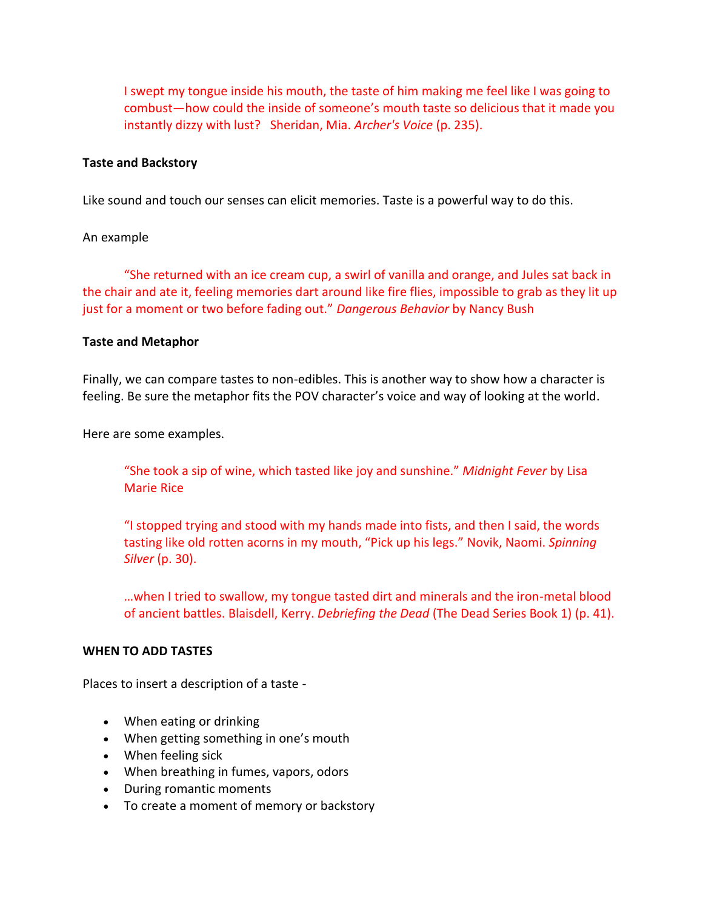I swept my tongue inside his mouth, the taste of him making me feel like I was going to combust—how could the inside of someone's mouth taste so delicious that it made you instantly dizzy with lust?  Sheridan, Mia. *Archer's Voice* (p. 235).

**Taste and Backstory**

Like sound and touch our senses can elicit memories. Taste is a powerful way to do this.

An example

"She returned with an ice cream cup, a swirl of vanilla and orange, and Jules sat back in the chair and ate it, feeling memories dart around like fire flies, impossible to grab as they lit up just for a moment or two before fading out." *Dangerous Behavior* by Nancy Bush

**Taste and Metaphor**

Finally, we can compare tastes to non-edibles. This is another way to show how a character is feeling. Be sure the metaphor fits the POV character's voice and way of looking at the world.

Here are some examples.

"She took a sip of wine, which tasted like joy and sunshine." *Midnight Fever* by Lisa Marie Rice

"I stopped trying and stood with my hands made into fists, and then I said, the words tasting like old rotten acorns in my mouth, "Pick up his legs." Novik, Naomi. *Spinning Silver* (p. 30).

…when I tried to swallow, my tongue tasted dirt and minerals and the iron-metal blood of ancient battles. Blaisdell, Kerry. *Debriefing the Dead* (The Dead Series Book 1) (p. 41).

**WHEN TO ADD TASTES**

Places to insert a description of a taste -

- When eating or drinking
- When getting something in one's mouth
- When feeling sick
- When breathing in fumes, vapors, odors
- During romantic moments
- To create a moment of memory or backstory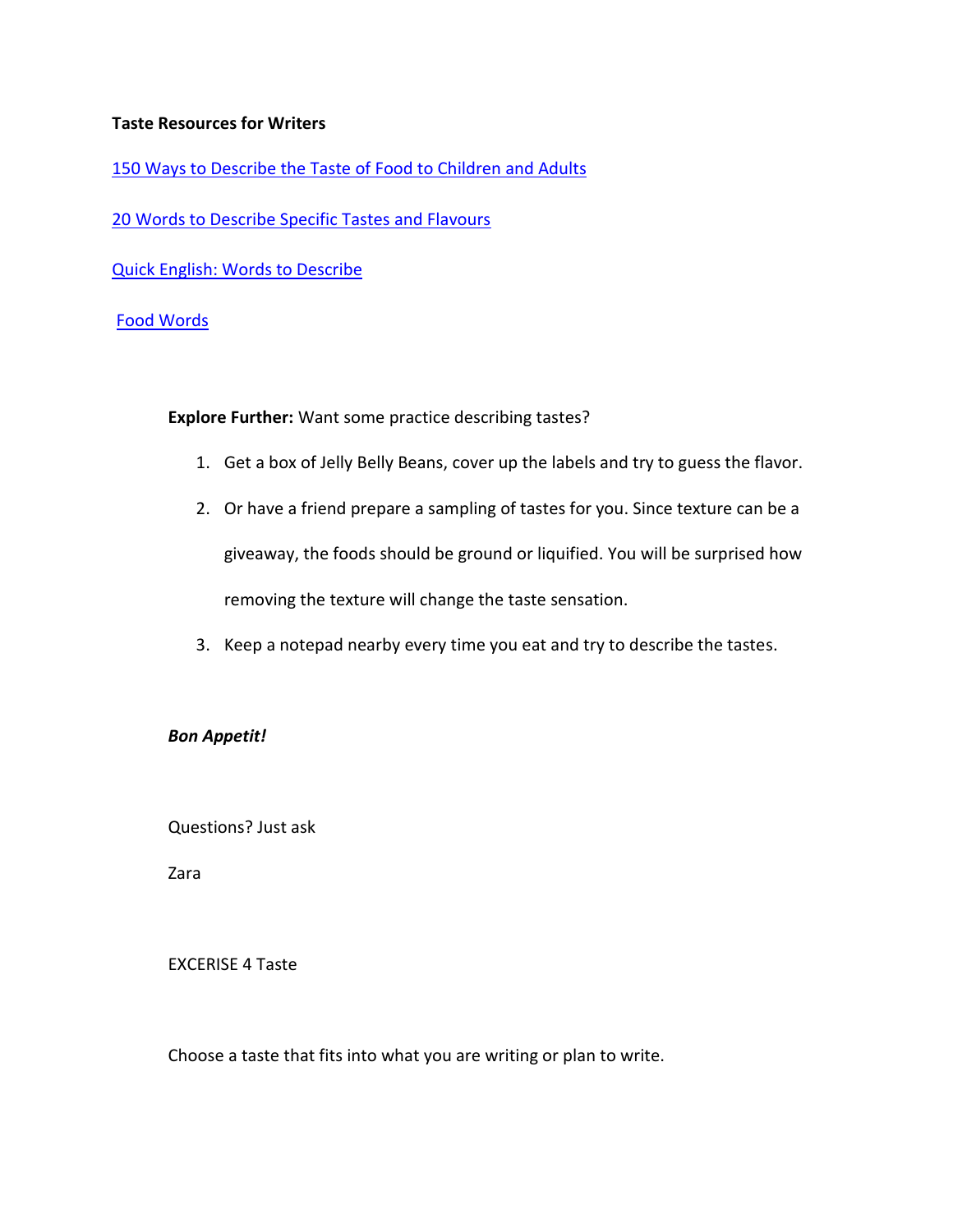**Taste Resources for Writers**

150 Ways to Describe the Taste of Food to Children and Adults

20 Words to Describe Specific Tastes and Flavours

Quick English: Words to Describe

Food Words

**Explore Further:** Want some practice describing tastes?

1. Get a box of Jelly Belly Beans, cover up the labels and try to guess the flavor.
2. Or have a friend prepare a sampling of tastes for you. Since texture can be a giveaway, the foods should be ground or liquified. You will be surprised how removing the texture will change the taste sensation.
3. Keep a notepad nearby every time you eat and try to describe the tastes.

***Bon Appetit!***

Questions? Just ask

Zara

EXCERISE 4 Taste

Choose a taste that fits into what you are writing or plan to write.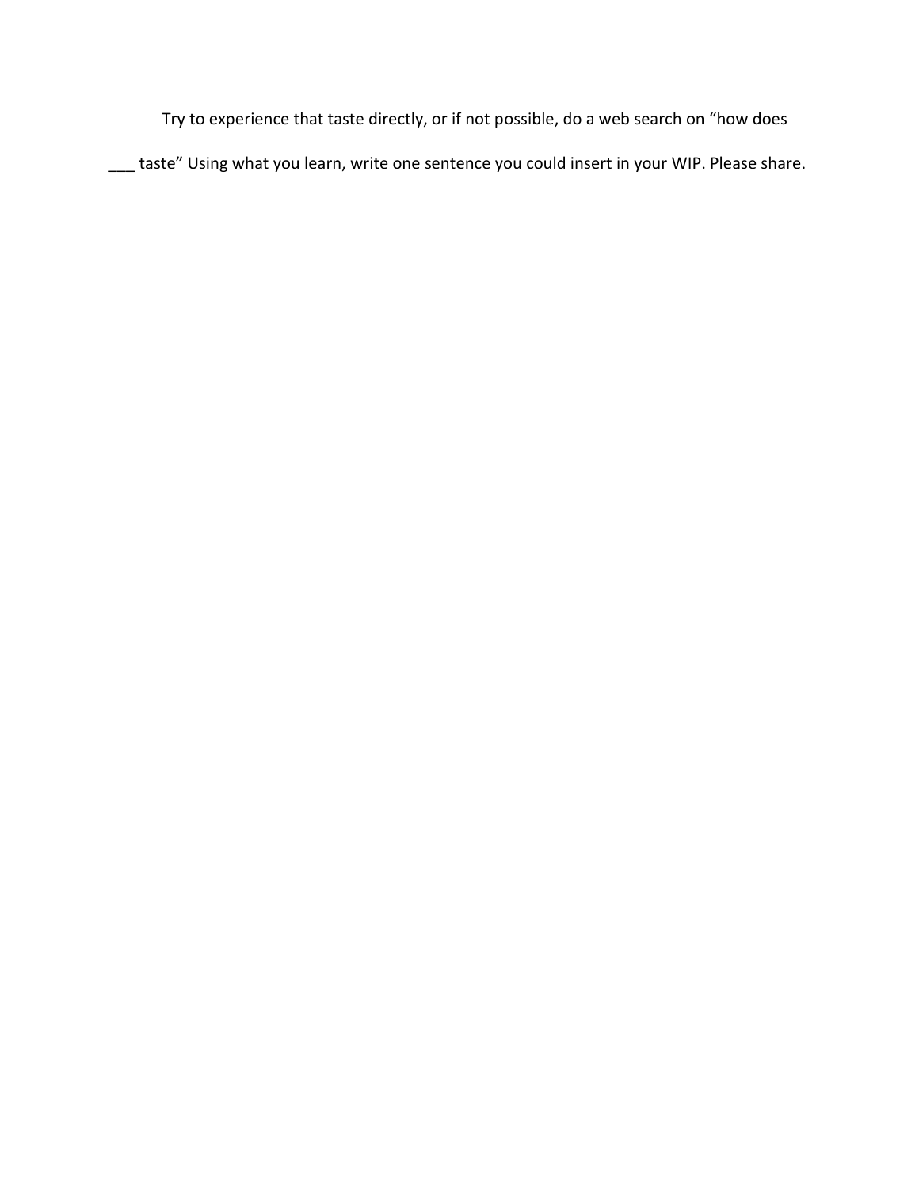Try to experience that taste directly, or if not possible, do a web search on “how does ___ taste” Using what you learn, write one sentence you could insert in your WIP. Please share.